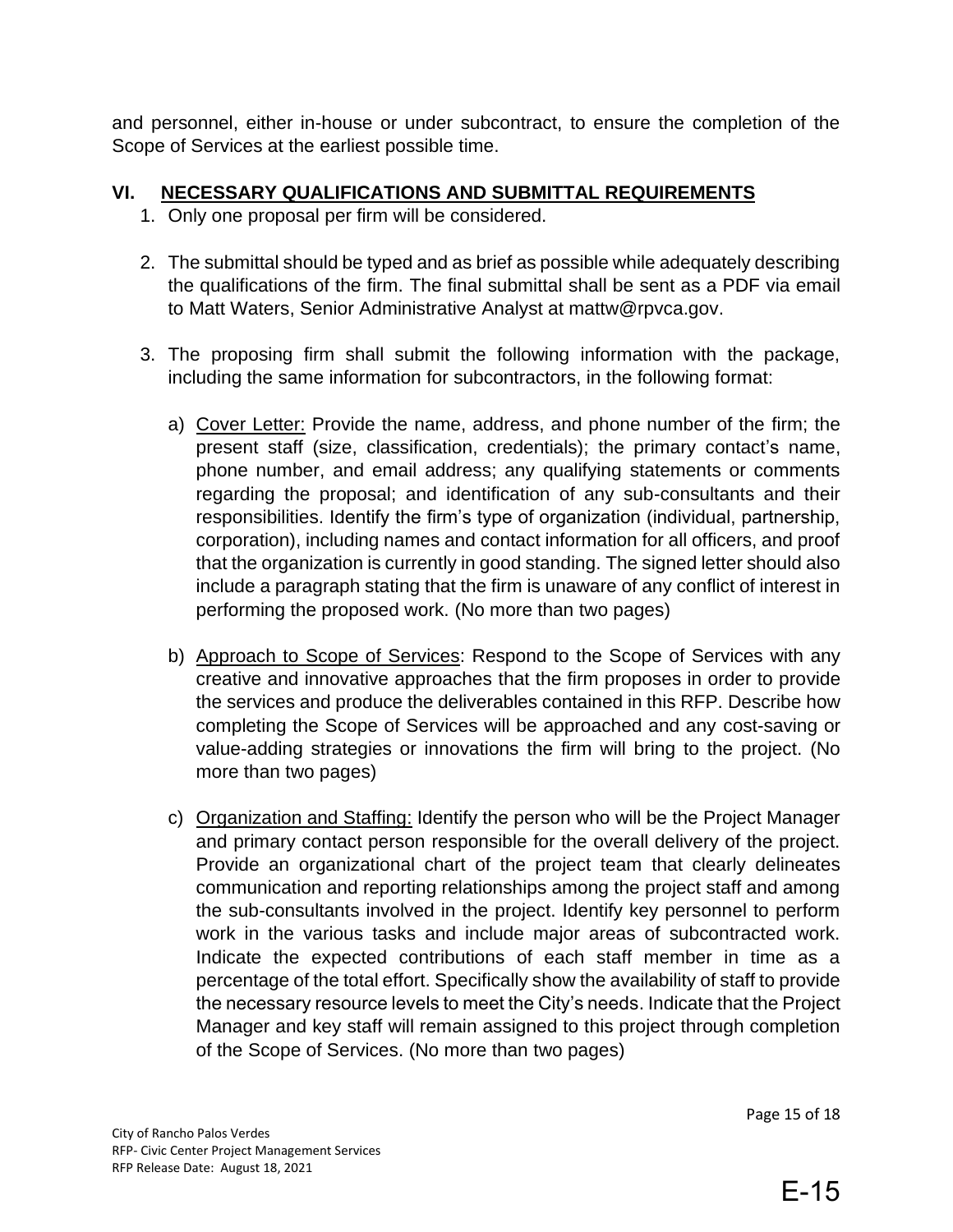and personnel, either in-house or under subcontract, to ensure the completion of the Scope of Services at the earliest possible time.

## VI. NECESSARY QUALIFICATIONS AND SUBMITTAL REQUIREMENTS

1. Only one proposal per firm will be considered.

2. The submittal should be typed and as brief as possible while adequately describing the qualifications of the firm. The final submittal shall be sent as a PDF via email to Matt Waters, Senior Administrative Analyst at mattw@rpvca.gov.

3. The proposing firm shall submit the following information with the package, including the same information for subcontractors, in the following format:

   a) Cover Letter: Provide the name, address, and phone number of the firm; the present staff (size, classification, credentials); the primary contact's name, phone number, and email address; any qualifying statements or comments regarding the proposal; and identification of any sub-consultants and their responsibilities. Identify the firm's type of organization (individual, partnership, corporation), including names and contact information for all officers, and proof that the organization is currently in good standing. The signed letter should also include a paragraph stating that the firm is unaware of any conflict of interest in performing the proposed work. (No more than two pages)

   b) Approach to Scope of Services: Respond to the Scope of Services with any creative and innovative approaches that the firm proposes in order to provide the services and produce the deliverables contained in this RFP. Describe how completing the Scope of Services will be approached and any cost-saving or value-adding strategies or innovations the firm will bring to the project. (No more than two pages)

   c) Organization and Staffing: Identify the person who will be the Project Manager and primary contact person responsible for the overall delivery of the project. Provide an organizational chart of the project team that clearly delineates communication and reporting relationships among the project staff and among the sub-consultants involved in the project. Identify key personnel to perform work in the various tasks and include major areas of subcontracted work. Indicate the expected contributions of each staff member in time as a percentage of the total effort. Specifically show the availability of staff to provide the necessary resource levels to meet the City's needs. Indicate that the Project Manager and key staff will remain assigned to this project through completion of the Scope of Services. (No more than two pages)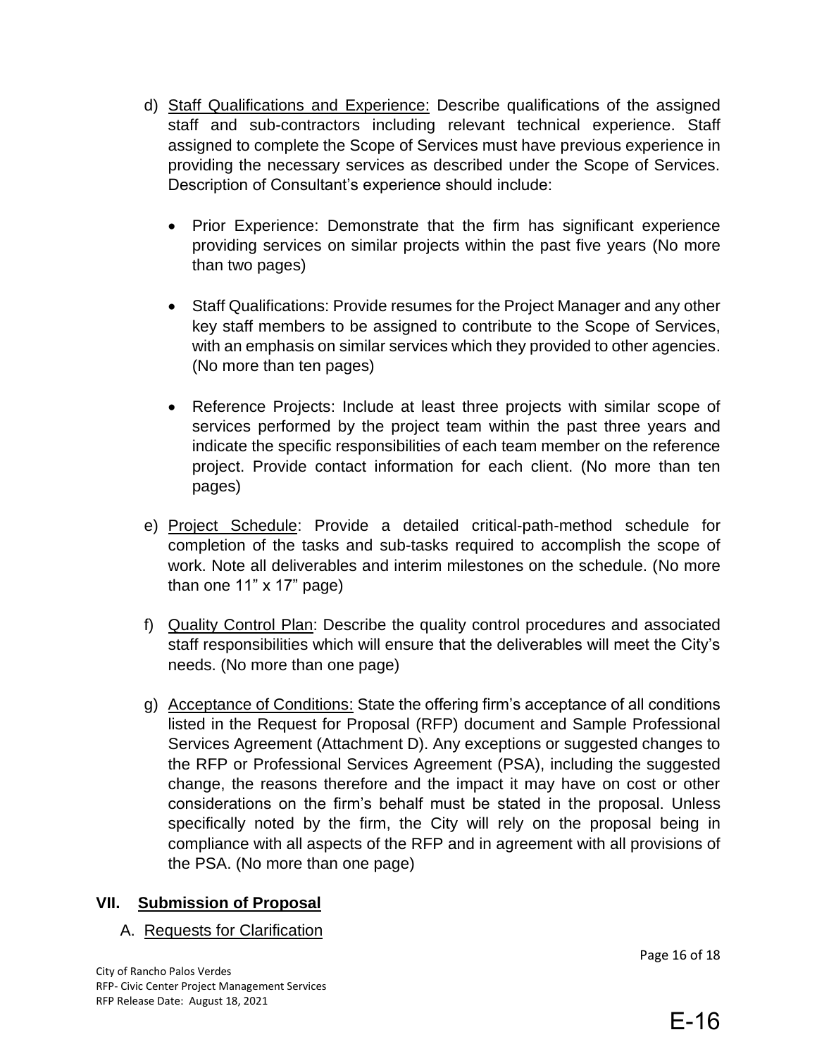d) Staff Qualifications and Experience: Describe qualifications of the assigned staff and sub-contractors including relevant technical experience. Staff assigned to complete the Scope of Services must have previous experience in providing the necessary services as described under the Scope of Services. Description of Consultant's experience should include:

   - Prior Experience: Demonstrate that the firm has significant experience providing services on similar projects within the past five years (No more than two pages)

   - Staff Qualifications: Provide resumes for the Project Manager and any other key staff members to be assigned to contribute to the Scope of Services, with an emphasis on similar services which they provided to other agencies. (No more than ten pages)

   - Reference Projects: Include at least three projects with similar scope of services performed by the project team within the past three years and indicate the specific responsibilities of each team member on the reference project. Provide contact information for each client. (No more than ten pages)

e) Project Schedule: Provide a detailed critical-path-method schedule for completion of the tasks and sub-tasks required to accomplish the scope of work. Note all deliverables and interim milestones on the schedule. (No more than one 11" x 17" page)

f) Quality Control Plan: Describe the quality control procedures and associated staff responsibilities which will ensure that the deliverables will meet the City's needs. (No more than one page)

g) Acceptance of Conditions: State the offering firm's acceptance of all conditions listed in the Request for Proposal (RFP) document and Sample Professional Services Agreement (Attachment D). Any exceptions or suggested changes to the RFP or Professional Services Agreement (PSA), including the suggested change, the reasons therefore and the impact it may have on cost or other considerations on the firm's behalf must be stated in the proposal. Unless specifically noted by the firm, the City will rely on the proposal being in compliance with all aspects of the RFP and in agreement with all provisions of the PSA. (No more than one page)

## VII. Submission of Proposal

### A. Requests for Clarification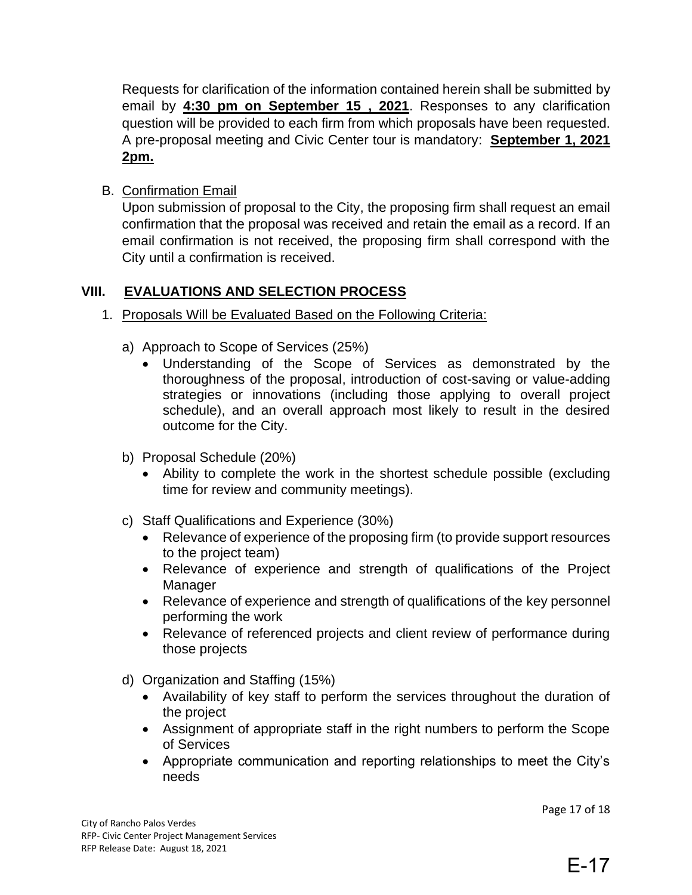Requests for clarification of the information contained herein shall be submitted by email by **4:30 pm on September 15 , 2021**. Responses to any clarification question will be provided to each firm from which proposals have been requested. A pre-proposal meeting and Civic Center tour is mandatory: **September 1, 2021 2pm.**

B. Confirmation Email

Upon submission of proposal to the City, the proposing firm shall request an email confirmation that the proposal was received and retain the email as a record. If an email confirmation is not received, the proposing firm shall correspond with the City until a confirmation is received.

## VIII. EVALUATIONS AND SELECTION PROCESS

1. Proposals Will be Evaluated Based on the Following Criteria:

   a) Approach to Scope of Services (25%)
      - Understanding of the Scope of Services as demonstrated by the thoroughness of the proposal, introduction of cost-saving or value-adding strategies or innovations (including those applying to overall project schedule), and an overall approach most likely to result in the desired outcome for the City.

   b) Proposal Schedule (20%)
      - Ability to complete the work in the shortest schedule possible (excluding time for review and community meetings).

   c) Staff Qualifications and Experience (30%)
      - Relevance of experience of the proposing firm (to provide support resources to the project team)
      - Relevance of experience and strength of qualifications of the Project Manager
      - Relevance of experience and strength of qualifications of the key personnel performing the work
      - Relevance of referenced projects and client review of performance during those projects

   d) Organization and Staffing (15%)
      - Availability of key staff to perform the services throughout the duration of the project
      - Assignment of appropriate staff in the right numbers to perform the Scope of Services
      - Appropriate communication and reporting relationships to meet the City's needs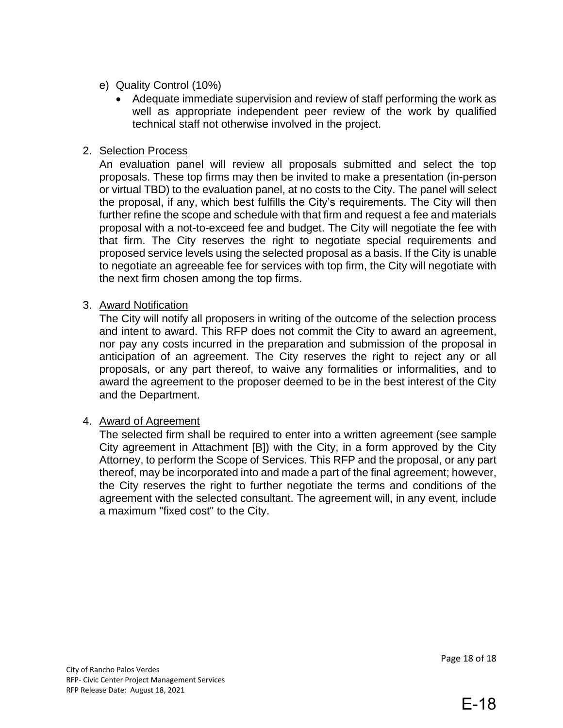e) Quality Control (10%)
   - Adequate immediate supervision and review of staff performing the work as well as appropriate independent peer review of the work by qualified technical staff not otherwise involved in the project.

2. <u>Selection Process</u>
   An evaluation panel will review all proposals submitted and select the top proposals. These top firms may then be invited to make a presentation (in-person or virtual TBD) to the evaluation panel, at no costs to the City. The panel will select the proposal, if any, which best fulfills the City's requirements. The City will then further refine the scope and schedule with that firm and request a fee and materials proposal with a not-to-exceed fee and budget. The City will negotiate the fee with that firm. The City reserves the right to negotiate special requirements and proposed service levels using the selected proposal as a basis. If the City is unable to negotiate an agreeable fee for services with top firm, the City will negotiate with the next firm chosen among the top firms.

3. <u>Award Notification</u>
   The City will notify all proposers in writing of the outcome of the selection process and intent to award. This RFP does not commit the City to award an agreement, nor pay any costs incurred in the preparation and submission of the proposal in anticipation of an agreement. The City reserves the right to reject any or all proposals, or any part thereof, to waive any formalities or informalities, and to award the agreement to the proposer deemed to be in the best interest of the City and the Department.

4. <u>Award of Agreement</u>
   The selected firm shall be required to enter into a written agreement (see sample City agreement in Attachment [B]) with the City, in a form approved by the City Attorney, to perform the Scope of Services. This RFP and the proposal, or any part thereof, may be incorporated into and made a part of the final agreement; however, the City reserves the right to further negotiate the terms and conditions of the agreement with the selected consultant. The agreement will, in any event, include a maximum "fixed cost" to the City.